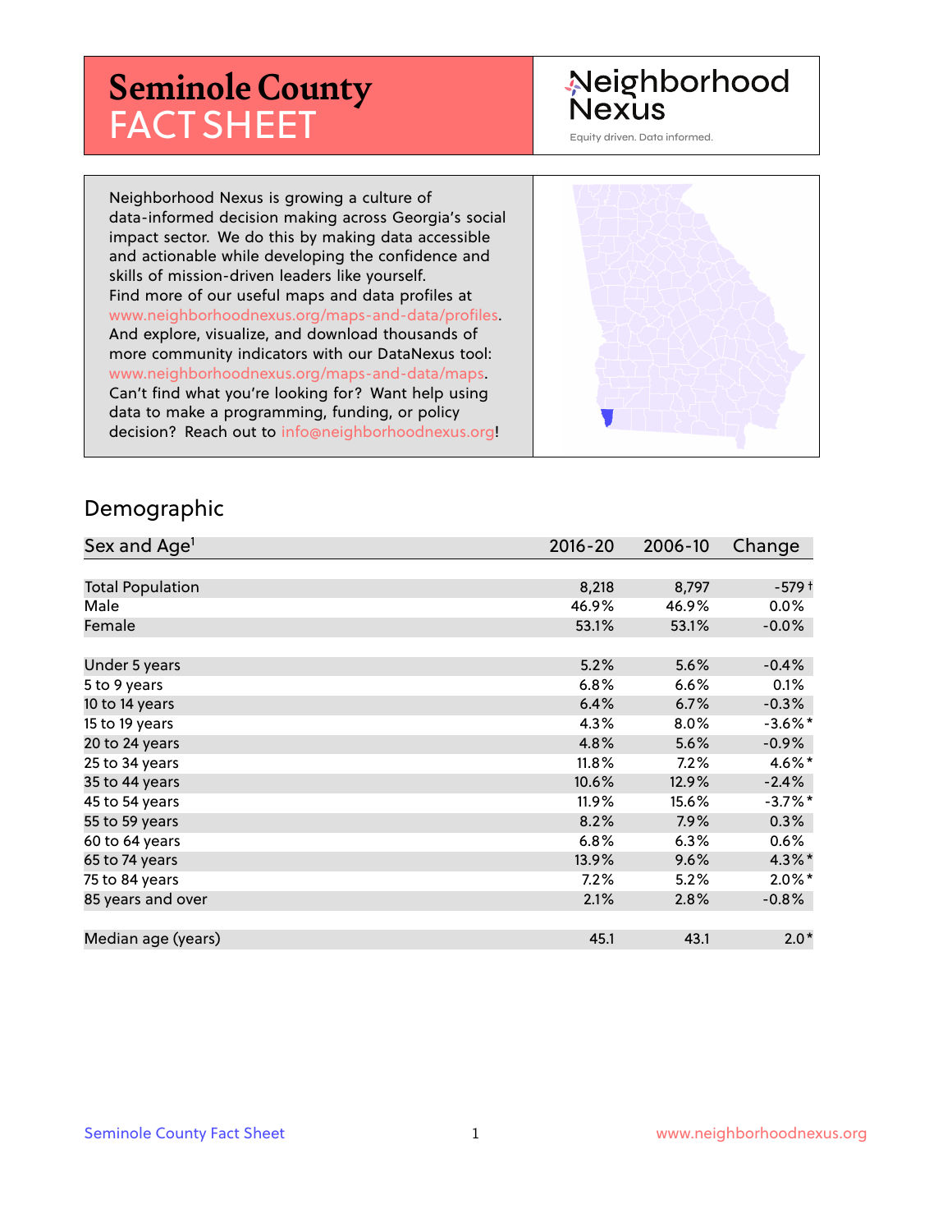# Seminole County FACT SHEET

Neighborhood Nexus

Equity driven. Data informed.

Neighborhood Nexus is growing a culture of data-informed decision making across Georgia's social impact sector. We do this by making data accessible and actionable while developing the confidence and skills of mission-driven leaders like yourself. Find more of our useful maps and data profiles at www.neighborhoodnexus.org/maps-and-data/profiles. And explore, visualize, and download thousands of more community indicators with our DataNexus tool: www.neighborhoodnexus.org/maps-and-data/maps. Can't find what you're looking for? Want help using data to make a programming, funding, or policy decision? Reach out to info@neighborhoodnexus.org!

## Demographic

| Sex and Age[1] | 2016-20 | 2006-10 | Change |
|---|---|---|---|
| Total Population | 8,218 | 8,797 | -579 † |
| Male | 46.9% | 46.9% | 0.0% |
| Female | 53.1% | 53.1% | -0.0% |
| | | | |
| Under 5 years | 5.2% | 5.6% | -0.4% |
| 5 to 9 years | 6.8% | 6.6% | 0.1% |
| 10 to 14 years | 6.4% | 6.7% | -0.3% |
| 15 to 19 years | 4.3% | 8.0% | -3.6%* |
| 20 to 24 years | 4.8% | 5.6% | -0.9% |
| 25 to 34 years | 11.8% | 7.2% | 4.6%* |
| 35 to 44 years | 10.6% | 12.9% | -2.4% |
| 45 to 54 years | 11.9% | 15.6% | -3.7%* |
| 55 to 59 years | 8.2% | 7.9% | 0.3% |
| 60 to 64 years | 6.8% | 6.3% | 0.6% |
| 65 to 74 years | 13.9% | 9.6% | 4.3%* |
| 75 to 84 years | 7.2% | 5.2% | 2.0%* |
| 85 years and over | 2.1% | 2.8% | -0.8% |
| | | | |
| Median age (years) | 45.1 | 43.1 | 2.0* |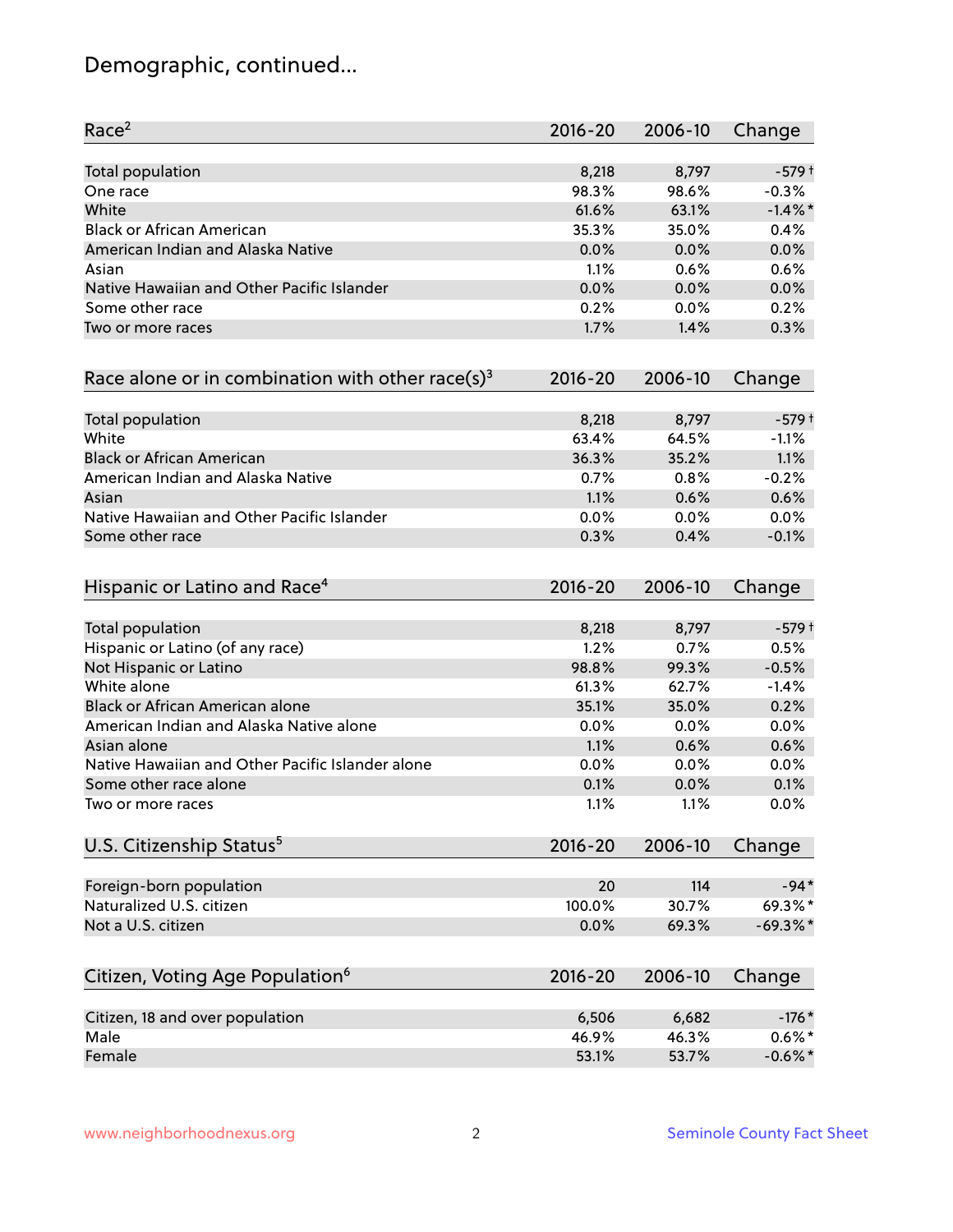# Demographic, continued...

| Race[2] | 2016-20 | 2006-10 | Change |
|---|---|---|---|
| Total population | 8,218 | 8,797 | -579 † |
| One race | 98.3% | 98.6% | -0.3% |
| White | 61.6% | 63.1% | -1.4% * |
| Black or African American | 35.3% | 35.0% | 0.4% |
| American Indian and Alaska Native | 0.0% | 0.0% | 0.0% |
| Asian | 1.1% | 0.6% | 0.6% |
| Native Hawaiian and Other Pacific Islander | 0.0% | 0.0% | 0.0% |
| Some other race | 0.2% | 0.0% | 0.2% |
| Two or more races | 1.7% | 1.4% | 0.3% |

| Race alone or in combination with other race(s)[3] | 2016-20 | 2006-10 | Change |
|---|---|---|---|
| Total population | 8,218 | 8,797 | -579 † |
| White | 63.4% | 64.5% | -1.1% |
| Black or African American | 36.3% | 35.2% | 1.1% |
| American Indian and Alaska Native | 0.7% | 0.8% | -0.2% |
| Asian | 1.1% | 0.6% | 0.6% |
| Native Hawaiian and Other Pacific Islander | 0.0% | 0.0% | 0.0% |
| Some other race | 0.3% | 0.4% | -0.1% |

| Hispanic or Latino and Race[4] | 2016-20 | 2006-10 | Change |
|---|---|---|---|
| Total population | 8,218 | 8,797 | -579 † |
| Hispanic or Latino (of any race) | 1.2% | 0.7% | 0.5% |
| Not Hispanic or Latino | 98.8% | 99.3% | -0.5% |
| White alone | 61.3% | 62.7% | -1.4% |
| Black or African American alone | 35.1% | 35.0% | 0.2% |
| American Indian and Alaska Native alone | 0.0% | 0.0% | 0.0% |
| Asian alone | 1.1% | 0.6% | 0.6% |
| Native Hawaiian and Other Pacific Islander alone | 0.0% | 0.0% | 0.0% |
| Some other race alone | 0.1% | 0.0% | 0.1% |
| Two or more races | 1.1% | 1.1% | 0.0% |

| U.S. Citizenship Status[5] | 2016-20 | 2006-10 | Change |
|---|---|---|---|
| Foreign-born population | 20 | 114 | -94 * |
| Naturalized U.S. citizen | 100.0% | 30.7% | 69.3% * |
| Not a U.S. citizen | 0.0% | 69.3% | -69.3% * |

| Citizen, Voting Age Population[6] | 2016-20 | 2006-10 | Change |
|---|---|---|---|
| Citizen, 18 and over population | 6,506 | 6,682 | -176 * |
| Male | 46.9% | 46.3% | 0.6% * |
| Female | 53.1% | 53.7% | -0.6% * |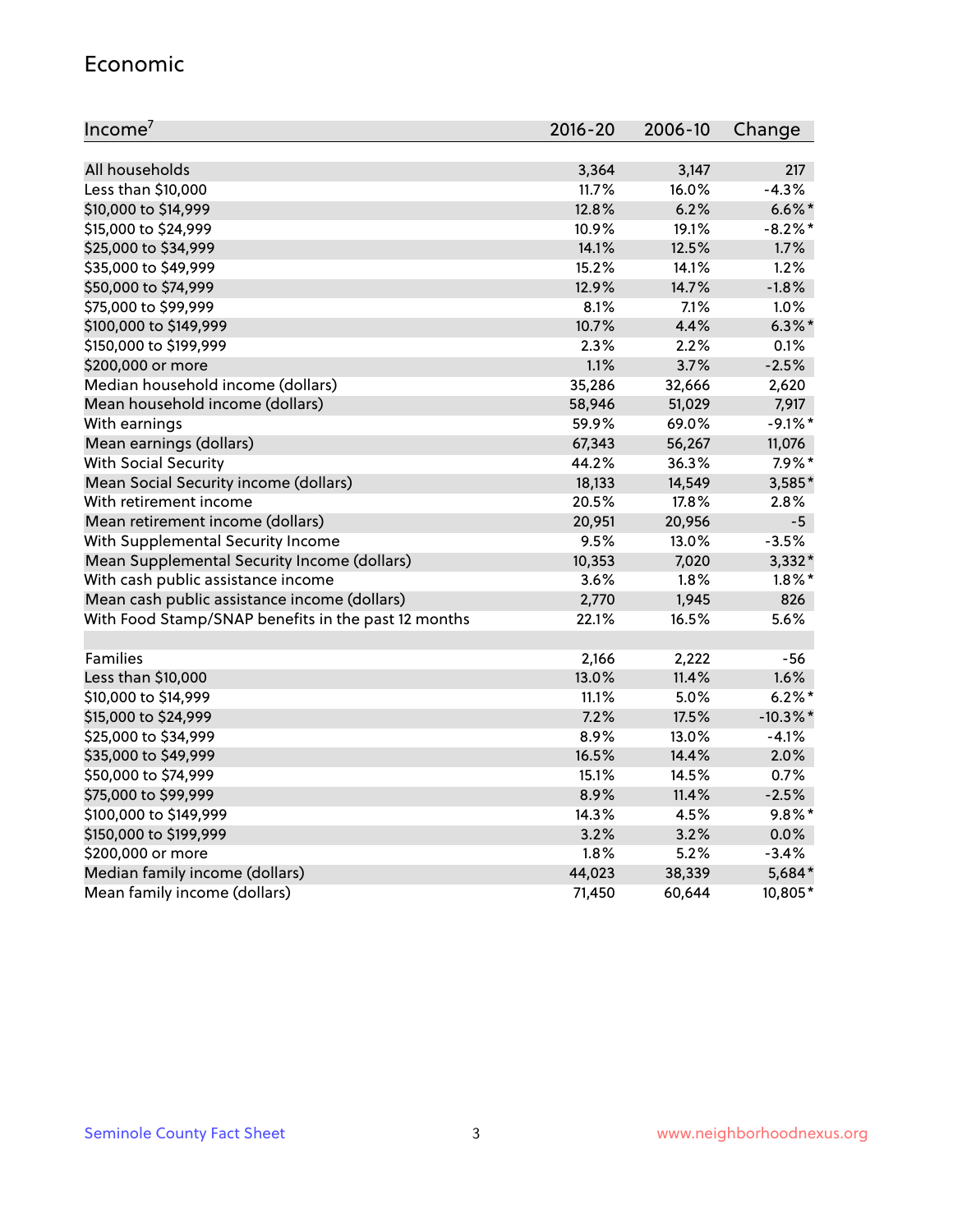## Economic

| Income[7] | 2016-20 | 2006-10 | Change |
| --- | --- | --- | --- |
| All households | 3,364 | 3,147 | 217 |
| Less than $10,000 | 11.7% | 16.0% | -4.3% |
| $10,000 to $14,999 | 12.8% | 6.2% | 6.6%* |
| $15,000 to $24,999 | 10.9% | 19.1% | -8.2%* |
| $25,000 to $34,999 | 14.1% | 12.5% | 1.7% |
| $35,000 to $49,999 | 15.2% | 14.1% | 1.2% |
| $50,000 to $74,999 | 12.9% | 14.7% | -1.8% |
| $75,000 to $99,999 | 8.1% | 7.1% | 1.0% |
| $100,000 to $149,999 | 10.7% | 4.4% | 6.3%* |
| $150,000 to $199,999 | 2.3% | 2.2% | 0.1% |
| $200,000 or more | 1.1% | 3.7% | -2.5% |
| Median household income (dollars) | 35,286 | 32,666 | 2,620 |
| Mean household income (dollars) | 58,946 | 51,029 | 7,917 |
| With earnings | 59.9% | 69.0% | -9.1%* |
| Mean earnings (dollars) | 67,343 | 56,267 | 11,076 |
| With Social Security | 44.2% | 36.3% | 7.9%* |
| Mean Social Security income (dollars) | 18,133 | 14,549 | 3,585* |
| With retirement income | 20.5% | 17.8% | 2.8% |
| Mean retirement income (dollars) | 20,951 | 20,956 | -5 |
| With Supplemental Security Income | 9.5% | 13.0% | -3.5% |
| Mean Supplemental Security Income (dollars) | 10,353 | 7,020 | 3,332* |
| With cash public assistance income | 3.6% | 1.8% | 1.8%* |
| Mean cash public assistance income (dollars) | 2,770 | 1,945 | 826 |
| With Food Stamp/SNAP benefits in the past 12 months | 22.1% | 16.5% | 5.6% |
| | | | |
| Families | 2,166 | 2,222 | -56 |
| Less than $10,000 | 13.0% | 11.4% | 1.6% |
| $10,000 to $14,999 | 11.1% | 5.0% | 6.2%* |
| $15,000 to $24,999 | 7.2% | 17.5% | -10.3%* |
| $25,000 to $34,999 | 8.9% | 13.0% | -4.1% |
| $35,000 to $49,999 | 16.5% | 14.4% | 2.0% |
| $50,000 to $74,999 | 15.1% | 14.5% | 0.7% |
| $75,000 to $99,999 | 8.9% | 11.4% | -2.5% |
| $100,000 to $149,999 | 14.3% | 4.5% | 9.8%* |
| $150,000 to $199,999 | 3.2% | 3.2% | 0.0% |
| $200,000 or more | 1.8% | 5.2% | -3.4% |
| Median family income (dollars) | 44,023 | 38,339 | 5,684* |
| Mean family income (dollars) | 71,450 | 60,644 | 10,805* |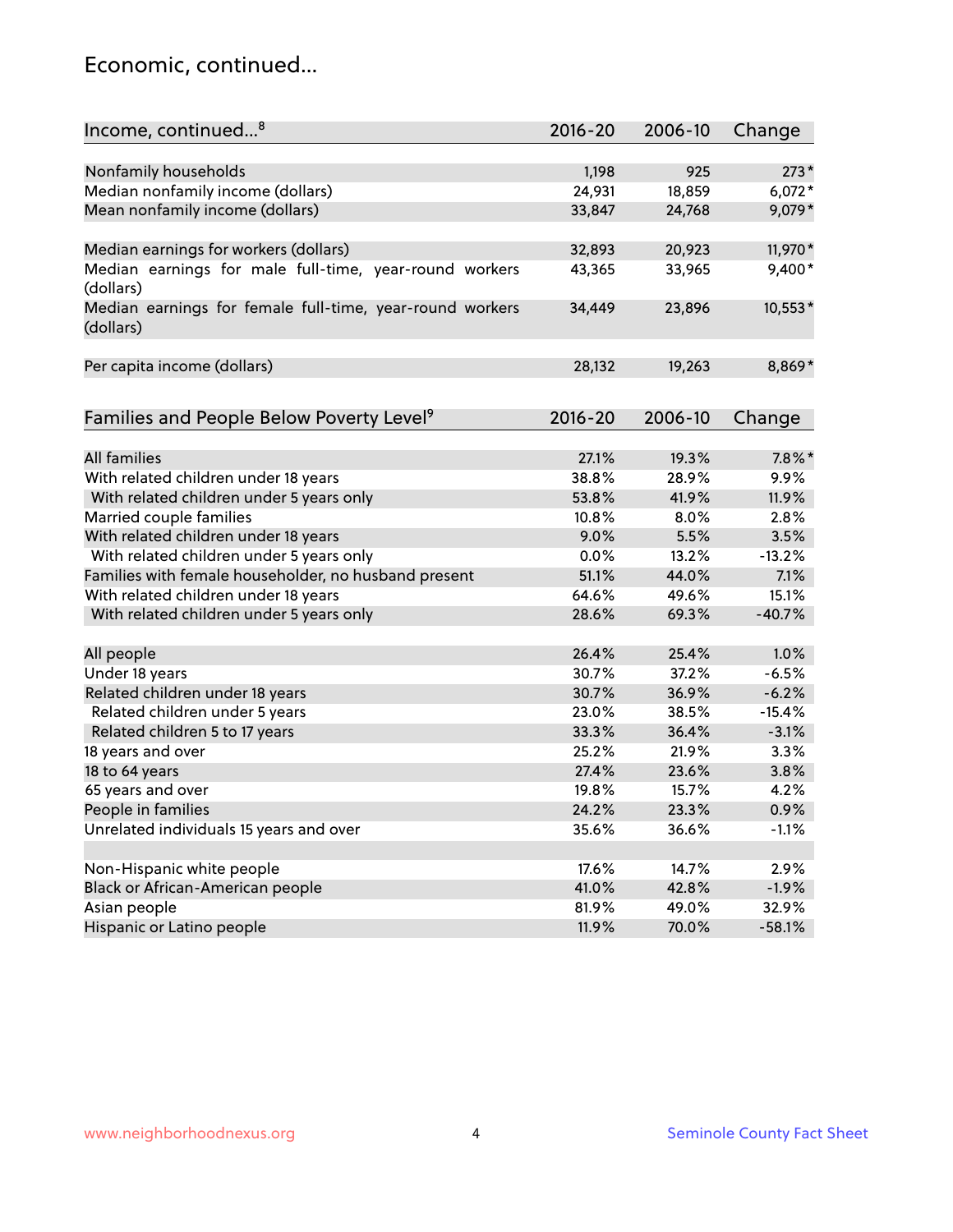## Economic, continued...

| Income, continued...[8] | 2016-20 | 2006-10 | Change |
|---|---|---|---|
| Nonfamily households | 1,198 | 925 | 273* |
| Median nonfamily income (dollars) | 24,931 | 18,859 | 6,072* |
| Mean nonfamily income (dollars) | 33,847 | 24,768 | 9,079* |
| Median earnings for workers (dollars) | 32,893 | 20,923 | 11,970* |
| Median earnings for male full-time, year-round workers (dollars) | 43,365 | 33,965 | 9,400* |
| Median earnings for female full-time, year-round workers (dollars) | 34,449 | 23,896 | 10,553* |
| Per capita income (dollars) | 28,132 | 19,263 | 8,869* |

| Families and People Below Poverty Level[9] | 2016-20 | 2006-10 | Change |
|---|---|---|---|
| All families | 27.1% | 19.3% | 7.8%* |
| With related children under 18 years | 38.8% | 28.9% | 9.9% |
| With related children under 5 years only | 53.8% | 41.9% | 11.9% |
| Married couple families | 10.8% | 8.0% | 2.8% |
| With related children under 18 years | 9.0% | 5.5% | 3.5% |
| With related children under 5 years only | 0.0% | 13.2% | -13.2% |
| Families with female householder, no husband present | 51.1% | 44.0% | 7.1% |
| With related children under 18 years | 64.6% | 49.6% | 15.1% |
| With related children under 5 years only | 28.6% | 69.3% | -40.7% |
| All people | 26.4% | 25.4% | 1.0% |
| Under 18 years | 30.7% | 37.2% | -6.5% |
| Related children under 18 years | 30.7% | 36.9% | -6.2% |
| Related children under 5 years | 23.0% | 38.5% | -15.4% |
| Related children 5 to 17 years | 33.3% | 36.4% | -3.1% |
| 18 years and over | 25.2% | 21.9% | 3.3% |
| 18 to 64 years | 27.4% | 23.6% | 3.8% |
| 65 years and over | 19.8% | 15.7% | 4.2% |
| People in families | 24.2% | 23.3% | 0.9% |
| Unrelated individuals 15 years and over | 35.6% | 36.6% | -1.1% |
| Non-Hispanic white people | 17.6% | 14.7% | 2.9% |
| Black or African-American people | 41.0% | 42.8% | -1.9% |
| Asian people | 81.9% | 49.0% | 32.9% |
| Hispanic or Latino people | 11.9% | 70.0% | -58.1% |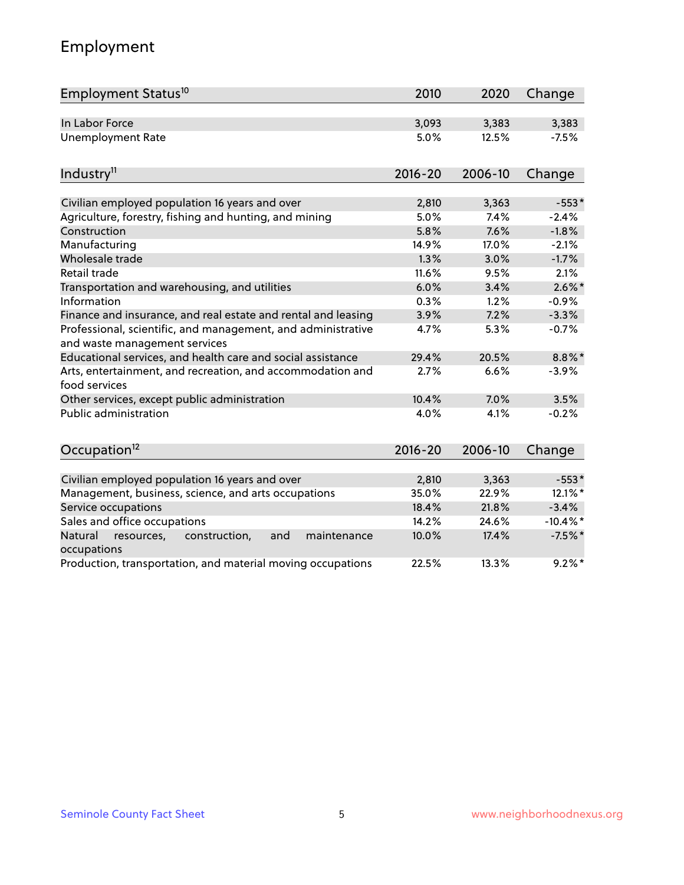# Employment

| Employment Status[10] | 2010 | 2020 | Change |
|---|---|---|---|
| In Labor Force | 3,093 | 3,383 | 3,383 |
| Unemployment Rate | 5.0% | 12.5% | -7.5% |

| Industry[11] | 2016-20 | 2006-10 | Change |
|---|---|---|---|
| Civilian employed population 16 years and over | 2,810 | 3,363 | -553* |
| Agriculture, forestry, fishing and hunting, and mining | 5.0% | 7.4% | -2.4% |
| Construction | 5.8% | 7.6% | -1.8% |
| Manufacturing | 14.9% | 17.0% | -2.1% |
| Wholesale trade | 1.3% | 3.0% | -1.7% |
| Retail trade | 11.6% | 9.5% | 2.1% |
| Transportation and warehousing, and utilities | 6.0% | 3.4% | 2.6%* |
| Information | 0.3% | 1.2% | -0.9% |
| Finance and insurance, and real estate and rental and leasing | 3.9% | 7.2% | -3.3% |
| Professional, scientific, and management, and administrative and waste management services | 4.7% | 5.3% | -0.7% |
| Educational services, and health care and social assistance | 29.4% | 20.5% | 8.8%* |
| Arts, entertainment, and recreation, and accommodation and food services | 2.7% | 6.6% | -3.9% |
| Other services, except public administration | 10.4% | 7.0% | 3.5% |
| Public administration | 4.0% | 4.1% | -0.2% |

| Occupation[12] | 2016-20 | 2006-10 | Change |
|---|---|---|---|
| Civilian employed population 16 years and over | 2,810 | 3,363 | -553* |
| Management, business, science, and arts occupations | 35.0% | 22.9% | 12.1%* |
| Service occupations | 18.4% | 21.8% | -3.4% |
| Sales and office occupations | 14.2% | 24.6% | -10.4%* |
| Natural resources, construction, and maintenance occupations | 10.0% | 17.4% | -7.5%* |
| Production, transportation, and material moving occupations | 22.5% | 13.3% | 9.2%* |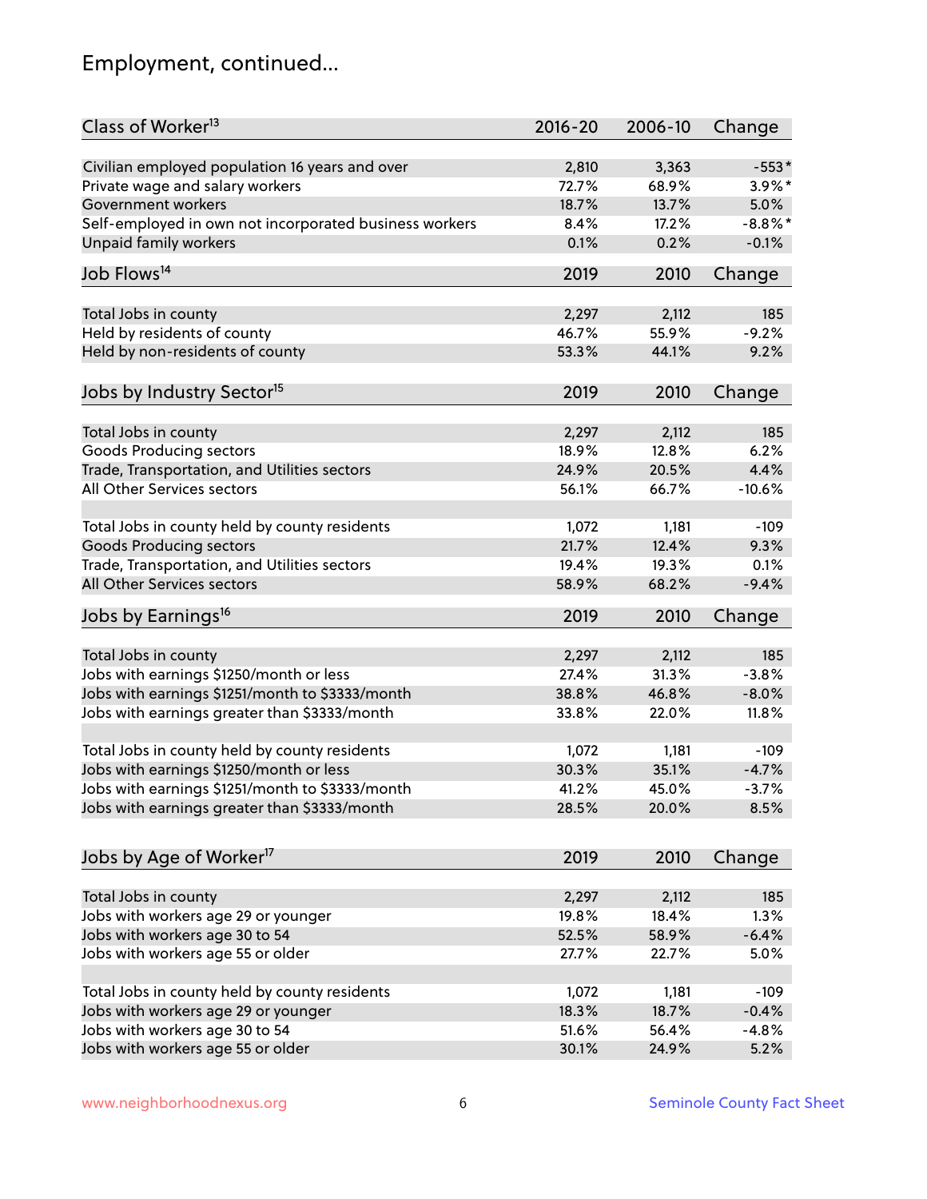# Employment, continued...

| Class of Worker[13] | 2016-20 | 2006-10 | Change |
|---|---|---|---|
| Civilian employed population 16 years and over | 2,810 | 3,363 | -553* |
| Private wage and salary workers | 72.7% | 68.9% | 3.9%* |
| Government workers | 18.7% | 13.7% | 5.0% |
| Self-employed in own not incorporated business workers | 8.4% | 17.2% | -8.8%* |
| Unpaid family workers | 0.1% | 0.2% | -0.1% |

| Job Flows[14] | 2019 | 2010 | Change |
|---|---|---|---|
| Total Jobs in county | 2,297 | 2,112 | 185 |
| Held by residents of county | 46.7% | 55.9% | -9.2% |
| Held by non-residents of county | 53.3% | 44.1% | 9.2% |

| Jobs by Industry Sector[15] | 2019 | 2010 | Change |
|---|---|---|---|
| Total Jobs in county | 2,297 | 2,112 | 185 |
| Goods Producing sectors | 18.9% | 12.8% | 6.2% |
| Trade, Transportation, and Utilities sectors | 24.9% | 20.5% | 4.4% |
| All Other Services sectors | 56.1% | 66.7% | -10.6% |
| | | | |
| Total Jobs in county held by county residents | 1,072 | 1,181 | -109 |
| Goods Producing sectors | 21.7% | 12.4% | 9.3% |
| Trade, Transportation, and Utilities sectors | 19.4% | 19.3% | 0.1% |
| All Other Services sectors | 58.9% | 68.2% | -9.4% |

| Jobs by Earnings[16] | 2019 | 2010 | Change |
|---|---|---|---|
| Total Jobs in county | 2,297 | 2,112 | 185 |
| Jobs with earnings $1250/month or less | 27.4% | 31.3% | -3.8% |
| Jobs with earnings $1251/month to $3333/month | 38.8% | 46.8% | -8.0% |
| Jobs with earnings greater than $3333/month | 33.8% | 22.0% | 11.8% |
| | | | |
| Total Jobs in county held by county residents | 1,072 | 1,181 | -109 |
| Jobs with earnings $1250/month or less | 30.3% | 35.1% | -4.7% |
| Jobs with earnings $1251/month to $3333/month | 41.2% | 45.0% | -3.7% |
| Jobs with earnings greater than $3333/month | 28.5% | 20.0% | 8.5% |

| Jobs by Age of Worker[17] | 2019 | 2010 | Change |
|---|---|---|---|
| Total Jobs in county | 2,297 | 2,112 | 185 |
| Jobs with workers age 29 or younger | 19.8% | 18.4% | 1.3% |
| Jobs with workers age 30 to 54 | 52.5% | 58.9% | -6.4% |
| Jobs with workers age 55 or older | 27.7% | 22.7% | 5.0% |
| | | | |
| Total Jobs in county held by county residents | 1,072 | 1,181 | -109 |
| Jobs with workers age 29 or younger | 18.3% | 18.7% | -0.4% |
| Jobs with workers age 30 to 54 | 51.6% | 56.4% | -4.8% |
| Jobs with workers age 55 or older | 30.1% | 24.9% | 5.2% |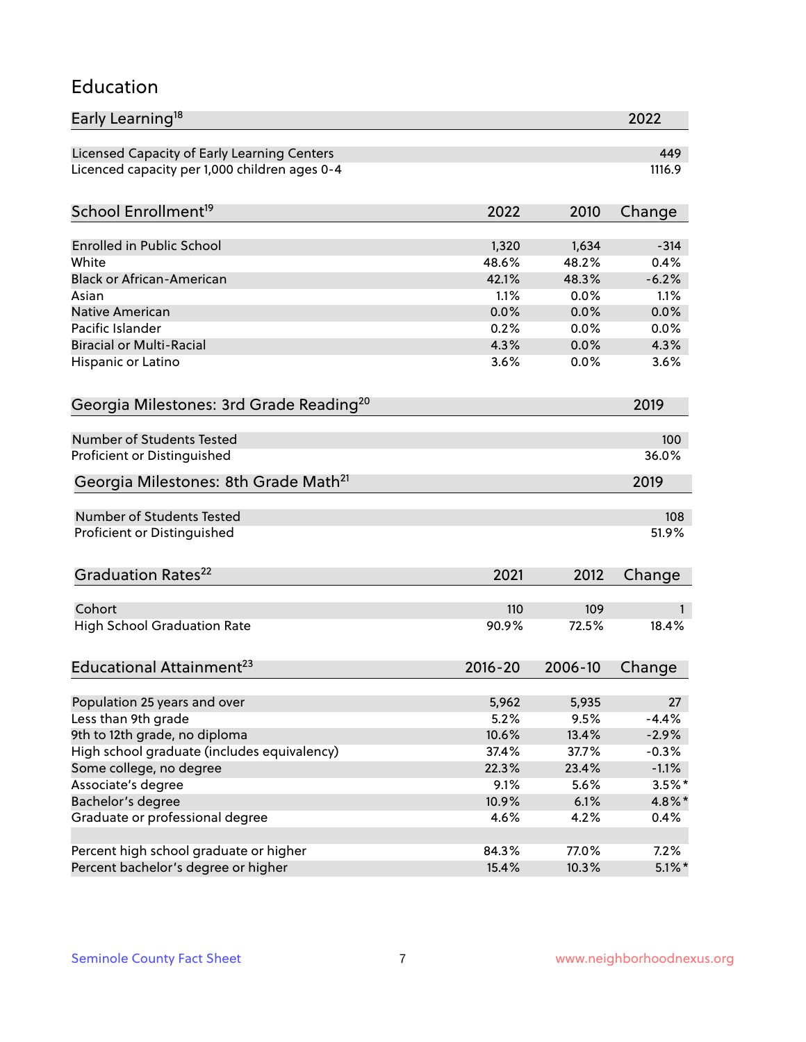## Education

| Early Learning[18] | 2022 |
|---|---|
| Licensed Capacity of Early Learning Centers | 449 |
| Licenced capacity per 1,000 children ages 0-4 | 1116.9 |

| School Enrollment[19] | 2022 | 2010 | Change |
|---|---|---|---|
| Enrolled in Public School | 1,320 | 1,634 | -314 |
| White | 48.6% | 48.2% | 0.4% |
| Black or African-American | 42.1% | 48.3% | -6.2% |
| Asian | 1.1% | 0.0% | 1.1% |
| Native American | 0.0% | 0.0% | 0.0% |
| Pacific Islander | 0.2% | 0.0% | 0.0% |
| Biracial or Multi-Racial | 4.3% | 0.0% | 4.3% |
| Hispanic or Latino | 3.6% | 0.0% | 3.6% |

| Georgia Milestones: 3rd Grade Reading[20] | 2019 |
|---|---|
| Number of Students Tested | 100 |
| Proficient or Distinguished | 36.0% |

| Georgia Milestones: 8th Grade Math[21] | 2019 |
|---|---|
| Number of Students Tested | 108 |
| Proficient or Distinguished | 51.9% |

| Graduation Rates[22] | 2021 | 2012 | Change |
|---|---|---|---|
| Cohort | 110 | 109 | 1 |
| High School Graduation Rate | 90.9% | 72.5% | 18.4% |

| Educational Attainment[23] | 2016-20 | 2006-10 | Change |
|---|---|---|---|
| Population 25 years and over | 5,962 | 5,935 | 27 |
| Less than 9th grade | 5.2% | 9.5% | -4.4% |
| 9th to 12th grade, no diploma | 10.6% | 13.4% | -2.9% |
| High school graduate (includes equivalency) | 37.4% | 37.7% | -0.3% |
| Some college, no degree | 22.3% | 23.4% | -1.1% |
| Associate's degree | 9.1% | 5.6% | 3.5%* |
| Bachelor's degree | 10.9% | 6.1% | 4.8%* |
| Graduate or professional degree | 4.6% | 4.2% | 0.4% |
| | | | |
| Percent high school graduate or higher | 84.3% | 77.0% | 7.2% |
| Percent bachelor's degree or higher | 15.4% | 10.3% | 5.1%* |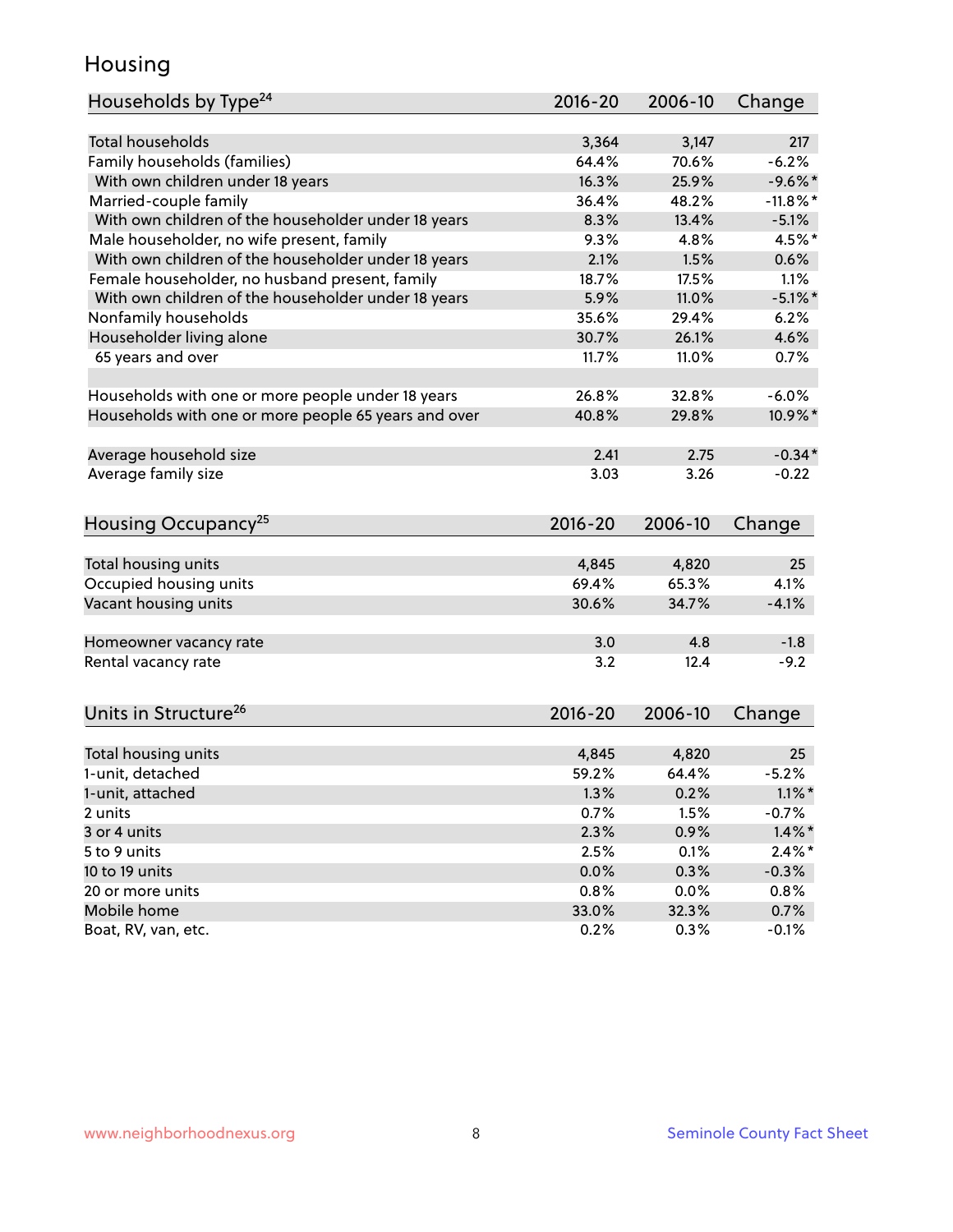# Housing

| Households by Type[24] | 2016-20 | 2006-10 | Change |
|---|---|---|---|
| Total households | 3,364 | 3,147 | 217 |
| Family households (families) | 64.4% | 70.6% | -6.2% |
| With own children under 18 years | 16.3% | 25.9% | -9.6%* |
| Married-couple family | 36.4% | 48.2% | -11.8%* |
| With own children of the householder under 18 years | 8.3% | 13.4% | -5.1% |
| Male householder, no wife present, family | 9.3% | 4.8% | 4.5%* |
| With own children of the householder under 18 years | 2.1% | 1.5% | 0.6% |
| Female householder, no husband present, family | 18.7% | 17.5% | 1.1% |
| With own children of the householder under 18 years | 5.9% | 11.0% | -5.1%* |
| Nonfamily households | 35.6% | 29.4% | 6.2% |
| Householder living alone | 30.7% | 26.1% | 4.6% |
| 65 years and over | 11.7% | 11.0% | 0.7% |
| | | | |
| Households with one or more people under 18 years | 26.8% | 32.8% | -6.0% |
| Households with one or more people 65 years and over | 40.8% | 29.8% | 10.9%* |
| | | | |
| Average household size | 2.41 | 2.75 | -0.34* |
| Average family size | 3.03 | 3.26 | -0.22 |

| Housing Occupancy[25] | 2016-20 | 2006-10 | Change |
|---|---|---|---|
| Total housing units | 4,845 | 4,820 | 25 |
| Occupied housing units | 69.4% | 65.3% | 4.1% |
| Vacant housing units | 30.6% | 34.7% | -4.1% |
| | | | |
| Homeowner vacancy rate | 3.0 | 4.8 | -1.8 |
| Rental vacancy rate | 3.2 | 12.4 | -9.2 |

| Units in Structure[26] | 2016-20 | 2006-10 | Change |
|---|---|---|---|
| Total housing units | 4,845 | 4,820 | 25 |
| 1-unit, detached | 59.2% | 64.4% | -5.2% |
| 1-unit, attached | 1.3% | 0.2% | 1.1%* |
| 2 units | 0.7% | 1.5% | -0.7% |
| 3 or 4 units | 2.3% | 0.9% | 1.4%* |
| 5 to 9 units | 2.5% | 0.1% | 2.4%* |
| 10 to 19 units | 0.0% | 0.3% | -0.3% |
| 20 or more units | 0.8% | 0.0% | 0.8% |
| Mobile home | 33.0% | 32.3% | 0.7% |
| Boat, RV, van, etc. | 0.2% | 0.3% | -0.1% |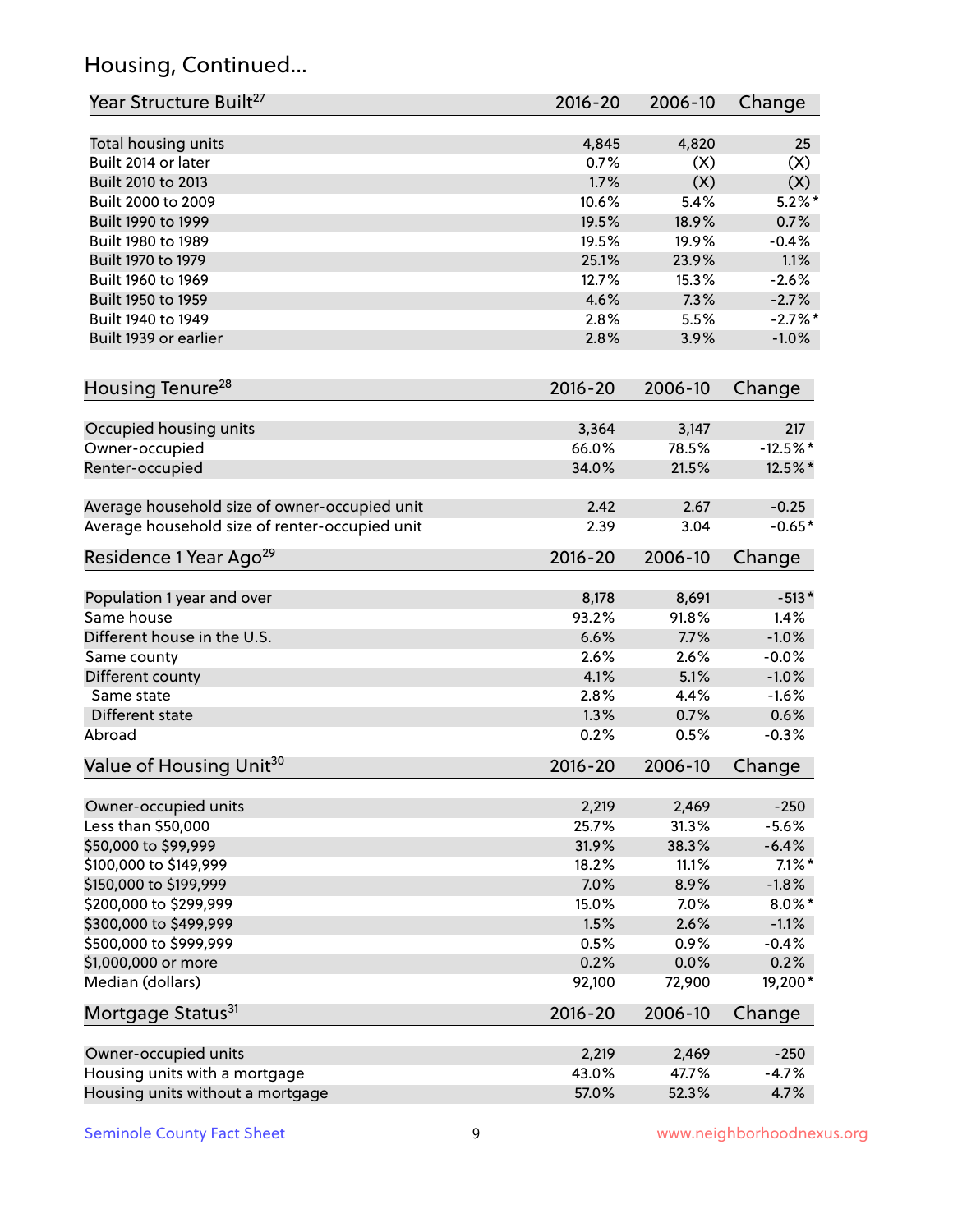## Housing, Continued...

| Year Structure Built[27] | 2016-20 | 2006-10 | Change |
|---|---|---|---|
| Total housing units | 4,845 | 4,820 | 25 |
| Built 2014 or later | 0.7% | (X) | (X) |
| Built 2010 to 2013 | 1.7% | (X) | (X) |
| Built 2000 to 2009 | 10.6% | 5.4% | 5.2%* |
| Built 1990 to 1999 | 19.5% | 18.9% | 0.7% |
| Built 1980 to 1989 | 19.5% | 19.9% | -0.4% |
| Built 1970 to 1979 | 25.1% | 23.9% | 1.1% |
| Built 1960 to 1969 | 12.7% | 15.3% | -2.6% |
| Built 1950 to 1959 | 4.6% | 7.3% | -2.7% |
| Built 1940 to 1949 | 2.8% | 5.5% | -2.7%* |
| Built 1939 or earlier | 2.8% | 3.9% | -1.0% |

| Housing Tenure[28] | 2016-20 | 2006-10 | Change |
|---|---|---|---|
| Occupied housing units | 3,364 | 3,147 | 217 |
| Owner-occupied | 66.0% | 78.5% | -12.5%* |
| Renter-occupied | 34.0% | 21.5% | 12.5%* |
| Average household size of owner-occupied unit | 2.42 | 2.67 | -0.25 |
| Average household size of renter-occupied unit | 2.39 | 3.04 | -0.65* |

| Residence 1 Year Ago[29] | 2016-20 | 2006-10 | Change |
|---|---|---|---|
| Population 1 year and over | 8,178 | 8,691 | -513* |
| Same house | 93.2% | 91.8% | 1.4% |
| Different house in the U.S. | 6.6% | 7.7% | -1.0% |
| Same county | 2.6% | 2.6% | -0.0% |
| Different county | 4.1% | 5.1% | -1.0% |
| Same state | 2.8% | 4.4% | -1.6% |
| Different state | 1.3% | 0.7% | 0.6% |
| Abroad | 0.2% | 0.5% | -0.3% |

| Value of Housing Unit[30] | 2016-20 | 2006-10 | Change |
|---|---|---|---|
| Owner-occupied units | 2,219 | 2,469 | -250 |
| Less than $50,000 | 25.7% | 31.3% | -5.6% |
| $50,000 to $99,999 | 31.9% | 38.3% | -6.4% |
| $100,000 to $149,999 | 18.2% | 11.1% | 7.1%* |
| $150,000 to $199,999 | 7.0% | 8.9% | -1.8% |
| $200,000 to $299,999 | 15.0% | 7.0% | 8.0%* |
| $300,000 to $499,999 | 1.5% | 2.6% | -1.1% |
| $500,000 to $999,999 | 0.5% | 0.9% | -0.4% |
| $1,000,000 or more | 0.2% | 0.0% | 0.2% |
| Median (dollars) | 92,100 | 72,900 | 19,200* |

| Mortgage Status[31] | 2016-20 | 2006-10 | Change |
|---|---|---|---|
| Owner-occupied units | 2,219 | 2,469 | -250 |
| Housing units with a mortgage | 43.0% | 47.7% | -4.7% |
| Housing units without a mortgage | 57.0% | 52.3% | 4.7% |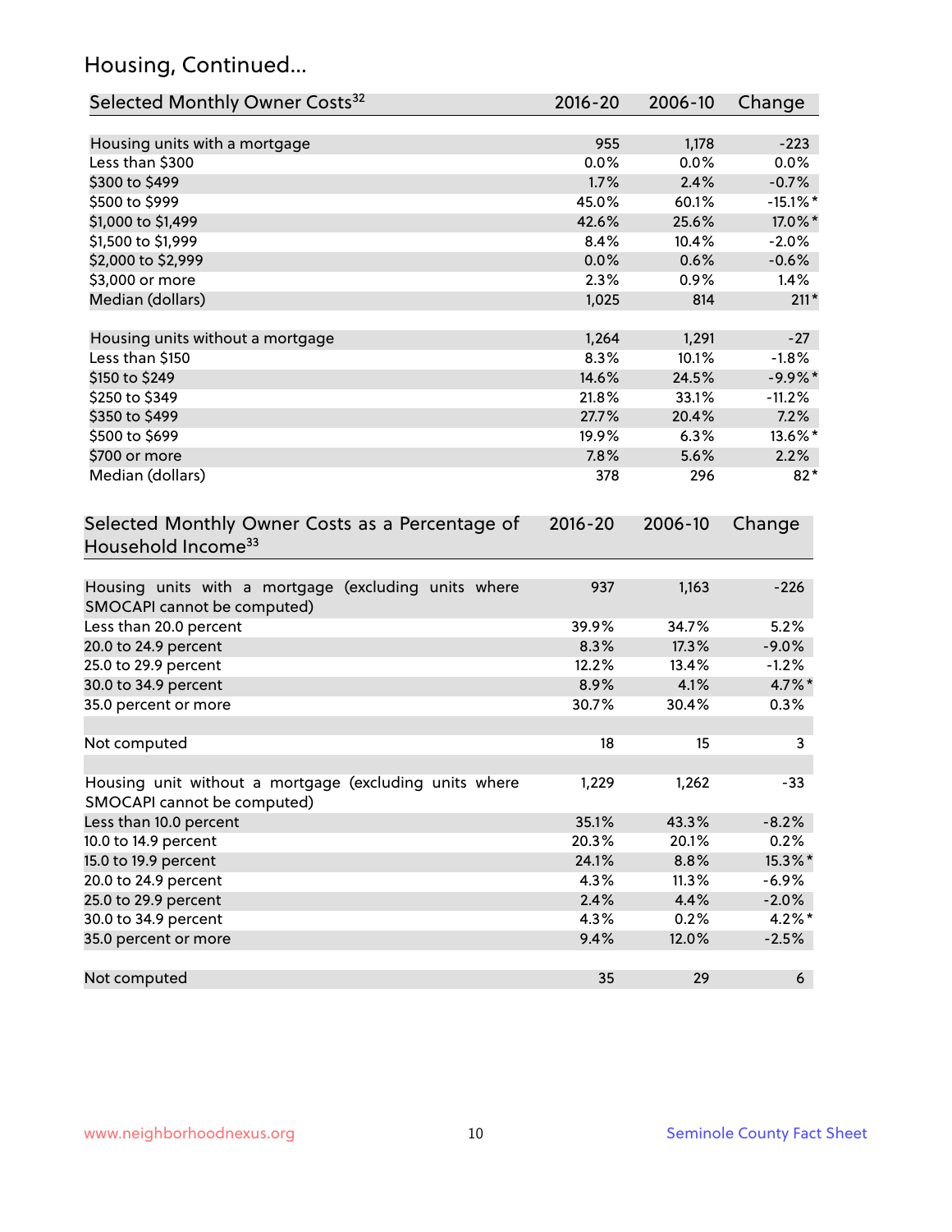## Housing, Continued...

| Selected Monthly Owner Costs[32] | 2016-20 | 2006-10 | Change |
|---|---|---|---|
| Housing units with a mortgage | 955 | 1,178 | -223 |
| Less than $300 | 0.0% | 0.0% | 0.0% |
| $300 to $499 | 1.7% | 2.4% | -0.7% |
| $500 to $999 | 45.0% | 60.1% | -15.1%* |
| $1,000 to $1,499 | 42.6% | 25.6% | 17.0%* |
| $1,500 to $1,999 | 8.4% | 10.4% | -2.0% |
| $2,000 to $2,999 | 0.0% | 0.6% | -0.6% |
| $3,000 or more | 2.3% | 0.9% | 1.4% |
| Median (dollars) | 1,025 | 814 | 211* |
| Housing units without a mortgage | 1,264 | 1,291 | -27 |
| Less than $150 | 8.3% | 10.1% | -1.8% |
| $150 to $249 | 14.6% | 24.5% | -9.9%* |
| $250 to $349 | 21.8% | 33.1% | -11.2% |
| $350 to $499 | 27.7% | 20.4% | 7.2% |
| $500 to $699 | 19.9% | 6.3% | 13.6%* |
| $700 or more | 7.8% | 5.6% | 2.2% |
| Median (dollars) | 378 | 296 | 82* |

| Selected Monthly Owner Costs as a Percentage of Household Income[33] | 2016-20 | 2006-10 | Change |
|---|---|---|---|
| Housing units with a mortgage (excluding units where SMOCAPI cannot be computed) | 937 | 1,163 | -226 |
| Less than 20.0 percent | 39.9% | 34.7% | 5.2% |
| 20.0 to 24.9 percent | 8.3% | 17.3% | -9.0% |
| 25.0 to 29.9 percent | 12.2% | 13.4% | -1.2% |
| 30.0 to 34.9 percent | 8.9% | 4.1% | 4.7%* |
| 35.0 percent or more | 30.7% | 30.4% | 0.3% |
| Not computed | 18 | 15 | 3 |
| Housing unit without a mortgage (excluding units where SMOCAPI cannot be computed) | 1,229 | 1,262 | -33 |
| Less than 10.0 percent | 35.1% | 43.3% | -8.2% |
| 10.0 to 14.9 percent | 20.3% | 20.1% | 0.2% |
| 15.0 to 19.9 percent | 24.1% | 8.8% | 15.3%* |
| 20.0 to 24.9 percent | 4.3% | 11.3% | -6.9% |
| 25.0 to 29.9 percent | 2.4% | 4.4% | -2.0% |
| 30.0 to 34.9 percent | 4.3% | 0.2% | 4.2%* |
| 35.0 percent or more | 9.4% | 12.0% | -2.5% |
| Not computed | 35 | 29 | 6 |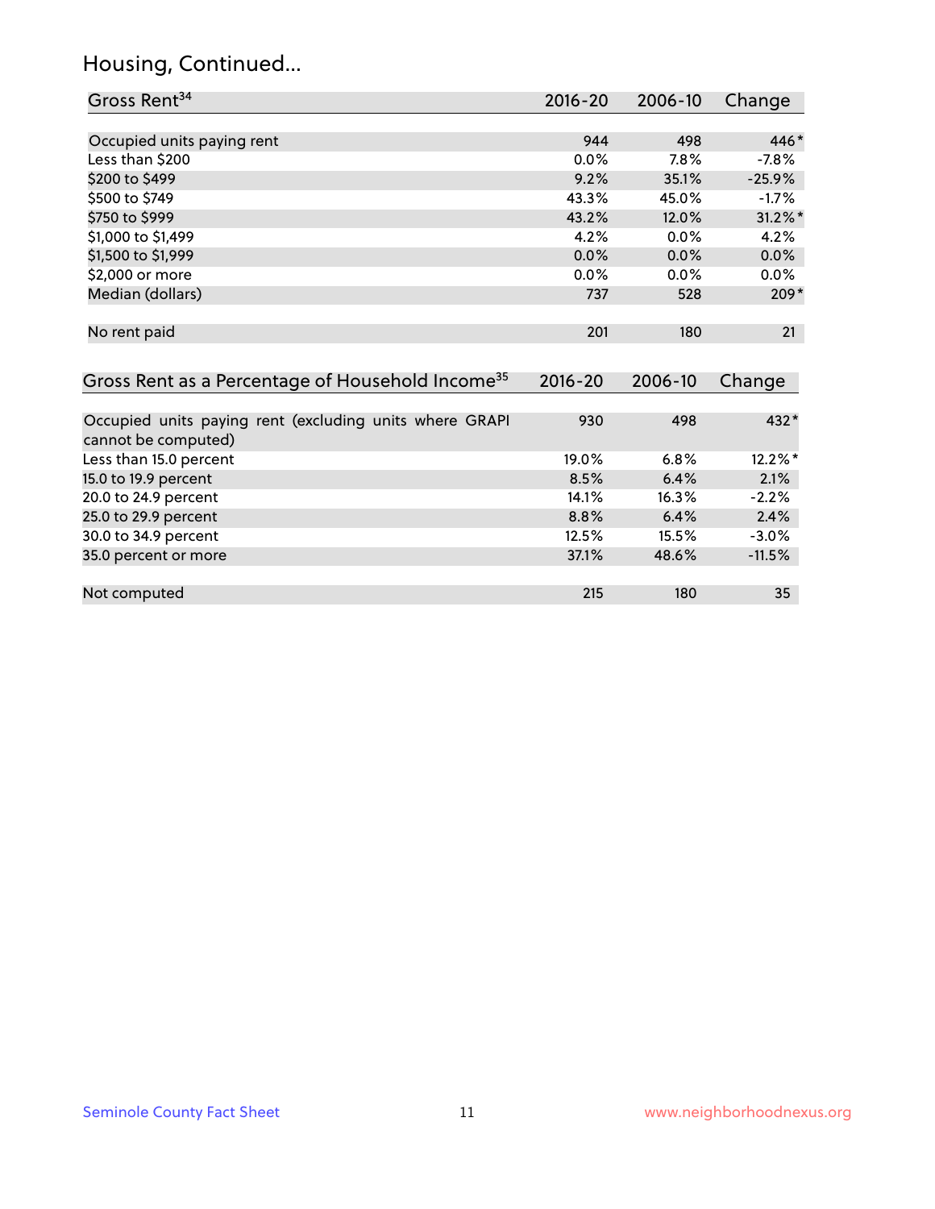## Housing, Continued...

| Gross Rent[34] | 2016-20 | 2006-10 | Change |
|---|---|---|---|
| Occupied units paying rent | 944 | 498 | 446* |
| Less than $200 | 0.0% | 7.8% | -7.8% |
| $200 to $499 | 9.2% | 35.1% | -25.9% |
| $500 to $749 | 43.3% | 45.0% | -1.7% |
| $750 to $999 | 43.2% | 12.0% | 31.2%* |
| $1,000 to $1,499 | 4.2% | 0.0% | 4.2% |
| $1,500 to $1,999 | 0.0% | 0.0% | 0.0% |
| $2,000 or more | 0.0% | 0.0% | 0.0% |
| Median (dollars) | 737 | 528 | 209* |
| No rent paid | 201 | 180 | 21 |

| Gross Rent as a Percentage of Household Income[35] | 2016-20 | 2006-10 | Change |
|---|---|---|---|
| Occupied units paying rent (excluding units where GRAPI cannot be computed) | 930 | 498 | 432* |
| Less than 15.0 percent | 19.0% | 6.8% | 12.2%* |
| 15.0 to 19.9 percent | 8.5% | 6.4% | 2.1% |
| 20.0 to 24.9 percent | 14.1% | 16.3% | -2.2% |
| 25.0 to 29.9 percent | 8.8% | 6.4% | 2.4% |
| 30.0 to 34.9 percent | 12.5% | 15.5% | -3.0% |
| 35.0 percent or more | 37.1% | 48.6% | -11.5% |
| Not computed | 215 | 180 | 35 |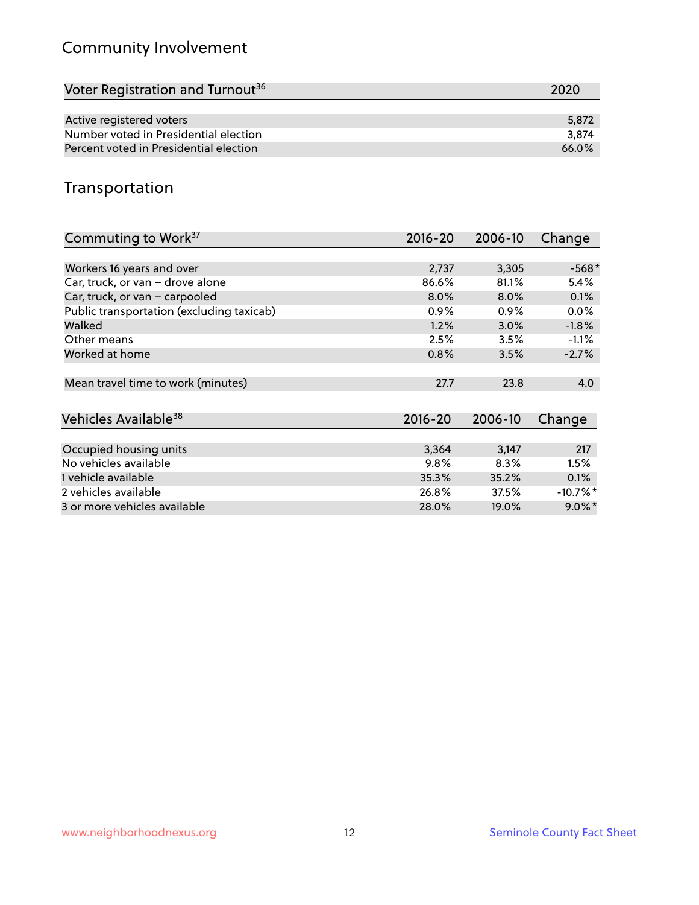## Community Involvement

| Voter Registration and Turnout[36] | 2020 |
| --- | --- |
| Active registered voters | 5,872 |
| Number voted in Presidential election | 3,874 |
| Percent voted in Presidential election | 66.0% |

## Transportation

| Commuting to Work[37] | 2016-20 | 2006-10 | Change |
| --- | --- | --- | --- |
| Workers 16 years and over | 2,737 | 3,305 | -568* |
| Car, truck, or van – drove alone | 86.6% | 81.1% | 5.4% |
| Car, truck, or van – carpooled | 8.0% | 8.0% | 0.1% |
| Public transportation (excluding taxicab) | 0.9% | 0.9% | 0.0% |
| Walked | 1.2% | 3.0% | -1.8% |
| Other means | 2.5% | 3.5% | -1.1% |
| Worked at home | 0.8% | 3.5% | -2.7% |
| Mean travel time to work (minutes) | 27.7 | 23.8 | 4.0 |

| Vehicles Available[38] | 2016-20 | 2006-10 | Change |
| --- | --- | --- | --- |
| Occupied housing units | 3,364 | 3,147 | 217 |
| No vehicles available | 9.8% | 8.3% | 1.5% |
| 1 vehicle available | 35.3% | 35.2% | 0.1% |
| 2 vehicles available | 26.8% | 37.5% | -10.7%* |
| 3 or more vehicles available | 28.0% | 19.0% | 9.0%* |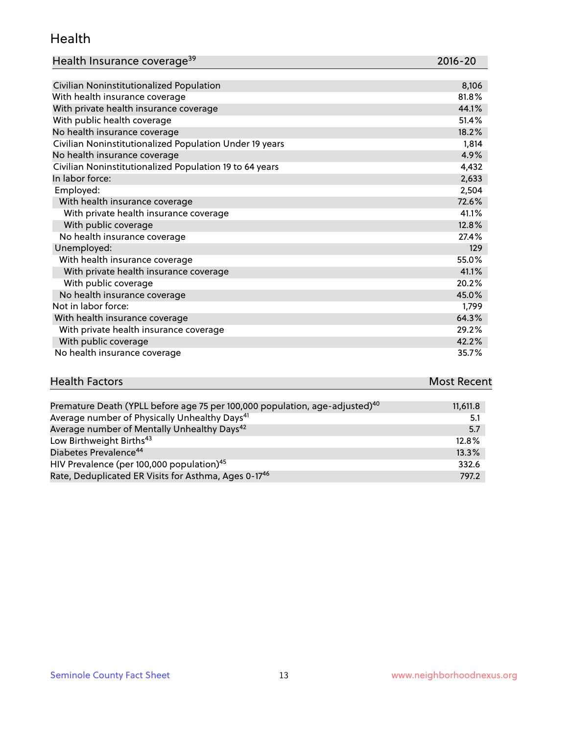## Health

| Health Insurance coverage[39] | 2016-20 |
|---|---|
| Civilian Noninstitutionalized Population | 8,106 |
| With health insurance coverage | 81.8% |
| With private health insurance coverage | 44.1% |
| With public health coverage | 51.4% |
| No health insurance coverage | 18.2% |
| Civilian Noninstitutionalized Population Under 19 years | 1,814 |
| No health insurance coverage | 4.9% |
| Civilian Noninstitutionalized Population 19 to 64 years | 4,432 |
| In labor force: | 2,633 |
| Employed: | 2,504 |
| With health insurance coverage | 72.6% |
| With private health insurance coverage | 41.1% |
| With public coverage | 12.8% |
| No health insurance coverage | 27.4% |
| Unemployed: | 129 |
| With health insurance coverage | 55.0% |
| With private health insurance coverage | 41.1% |
| With public coverage | 20.2% |
| No health insurance coverage | 45.0% |
| Not in labor force: | 1,799 |
| With health insurance coverage | 64.3% |
| With private health insurance coverage | 29.2% |
| With public coverage | 42.2% |
| No health insurance coverage | 35.7% |

| Health Factors | Most Recent |
|---|---|
| Premature Death (YPLL before age 75 per 100,000 population, age-adjusted)[40] | 11,611.8 |
| Average number of Physically Unhealthy Days[41] | 5.1 |
| Average number of Mentally Unhealthy Days[42] | 5.7 |
| Low Birthweight Births[43] | 12.8% |
| Diabetes Prevalence[44] | 13.3% |
| HIV Prevalence (per 100,000 population)[45] | 332.6 |
| Rate, Deduplicated ER Visits for Asthma, Ages 0-17[46] | 797.2 |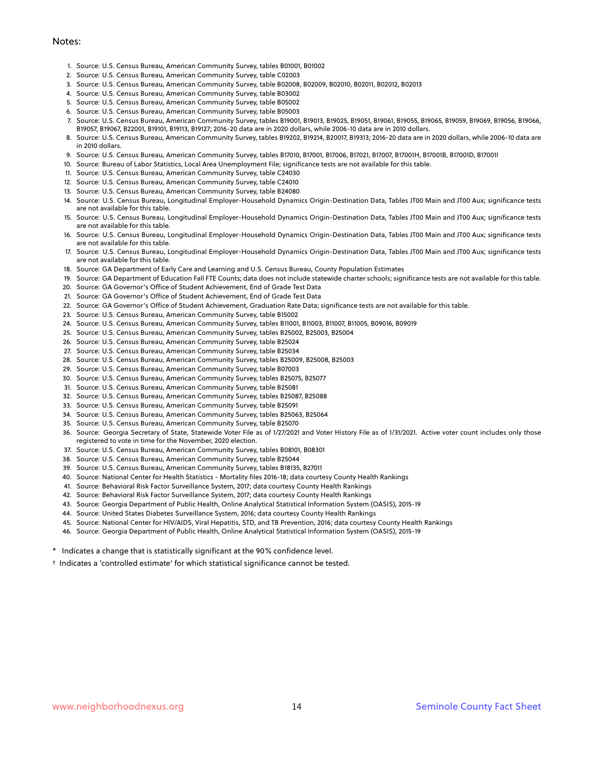Notes:

1. Source: U.S. Census Bureau, American Community Survey, tables B01001, B01002
2. Source: U.S. Census Bureau, American Community Survey, table C02003
3. Source: U.S. Census Bureau, American Community Survey, table B02008, B02009, B02010, B02011, B02012, B02013
4. Source: U.S. Census Bureau, American Community Survey, table B03002
5. Source: U.S. Census Bureau, American Community Survey, table B05002
6. Source: U.S. Census Bureau, American Community Survey, table B05003
7. Source: U.S. Census Bureau, American Community Survey, tables B19001, B19013, B19025, B19051, B19061, B19055, B19065, B19059, B19069, B19056, B19066, B19057, B19067, B22001, B19101, B19113, B19127; 2016-20 data are in 2020 dollars, while 2006-10 data are in 2010 dollars.
8. Source: U.S. Census Bureau, American Community Survey, tables B19202, B19214, B20017, B19313; 2016-20 data are in 2020 dollars, while 2006-10 data are in 2010 dollars.
9. Source: U.S. Census Bureau, American Community Survey, tables B17010, B17001, B17006, B17021, B17007, B17001H, B17001B, B17001D, B17001I
10. Source: Bureau of Labor Statistics, Local Area Unemployment File; significance tests are not available for this table.
11. Source: U.S. Census Bureau, American Community Survey, table C24030
12. Source: U.S. Census Bureau, American Community Survey, table C24010
13. Source: U.S. Census Bureau, American Community Survey, table B24080
14. Source: U.S. Census Bureau, Longitudinal Employer-Household Dynamics Origin-Destination Data, Tables JT00 Main and JT00 Aux; significance tests are not available for this table.
15. Source: U.S. Census Bureau, Longitudinal Employer-Household Dynamics Origin-Destination Data, Tables JT00 Main and JT00 Aux; significance tests are not available for this table.
16. Source: U.S. Census Bureau, Longitudinal Employer-Household Dynamics Origin-Destination Data, Tables JT00 Main and JT00 Aux; significance tests are not available for this table.
17. Source: U.S. Census Bureau, Longitudinal Employer-Household Dynamics Origin-Destination Data, Tables JT00 Main and JT00 Aux; significance tests are not available for this table.
18. Source: GA Department of Early Care and Learning and U.S. Census Bureau, County Population Estimates
19. Source: GA Department of Education Fall FTE Counts; data does not include statewide charter schools; significance tests are not available for this table.
20. Source: GA Governor's Office of Student Achievement, End of Grade Test Data
21. Source: GA Governor's Office of Student Achievement, End of Grade Test Data
22. Source: GA Governor's Office of Student Achievement, Graduation Rate Data; significance tests are not available for this table.
23. Source: U.S. Census Bureau, American Community Survey, table B15002
24. Source: U.S. Census Bureau, American Community Survey, tables B11001, B11003, B11007, B11005, B09016, B09019
25. Source: U.S. Census Bureau, American Community Survey, tables B25002, B25003, B25004
26. Source: U.S. Census Bureau, American Community Survey, table B25024
27. Source: U.S. Census Bureau, American Community Survey, table B25034
28. Source: U.S. Census Bureau, American Community Survey, tables B25009, B25008, B25003
29. Source: U.S. Census Bureau, American Community Survey, table B07003
30. Source: U.S. Census Bureau, American Community Survey, tables B25075, B25077
31. Source: U.S. Census Bureau, American Community Survey, table B25081
32. Source: U.S. Census Bureau, American Community Survey, tables B25087, B25088
33. Source: U.S. Census Bureau, American Community Survey, table B25091
34. Source: U.S. Census Bureau, American Community Survey, tables B25063, B25064
35. Source: U.S. Census Bureau, American Community Survey, table B25070
36. Source: Georgia Secretary of State, Statewide Voter File as of 1/27/2021 and Voter History File as of 1/31/2021. Active voter count includes only those registered to vote in time for the November, 2020 election.
37. Source: U.S. Census Bureau, American Community Survey, tables B08101, B08301
38. Source: U.S. Census Bureau, American Community Survey, table B25044
39. Source: U.S. Census Bureau, American Community Survey, tables B18135, B27011
40. Source: National Center for Health Statistics - Mortality files 2016-18; data courtesy County Health Rankings
41. Source: Behavioral Risk Factor Surveillance System, 2017; data courtesy County Health Rankings
42. Source: Behavioral Risk Factor Surveillance System, 2017; data courtesy County Health Rankings
43. Source: Georgia Department of Public Health, Online Analytical Statistical Information System (OASIS), 2015-19
44. Source: United States Diabetes Surveillance System, 2016; data courtesy County Health Rankings
45. Source: National Center for HIV/AIDS, Viral Hepatitis, STD, and TB Prevention, 2016; data courtesy County Health Rankings
46. Source: Georgia Department of Public Health, Online Analytical Statistical Information System (OASIS), 2015-19

\* Indicates a change that is statistically significant at the 90% confidence level.

† Indicates a 'controlled estimate' for which statistical significance cannot be tested.